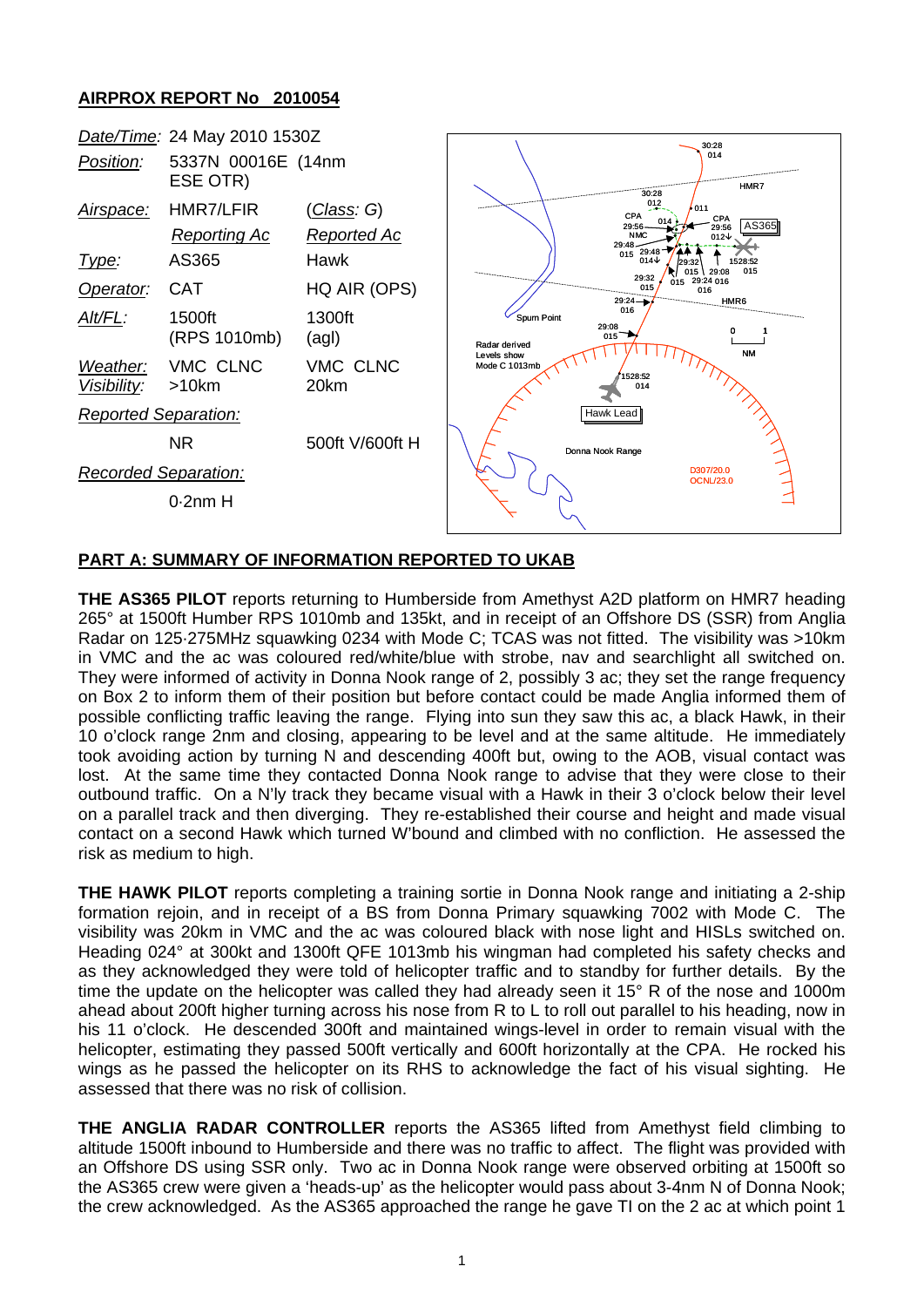**AIRPROX REPORT No 2010054**

| | | |
|---|---|---|
| *Date/Time*: | 24 May 2010 1530Z | |
| *Position*: | 5337N 00016E (14nm ESE OTR) | |
| *Airspace*: | HMR7/LFIR | (*Class*: G) |
| | *Reporting Ac* | *Reported Ac* |
| *Type*: | AS365 | Hawk |
| *Operator*: | CAT | HQ AIR (OPS) |
| *Alt/FL*: | 1500ft (RPS 1010mb) | 1300ft (agl) |
| *Weather*: | VMC CLNC | VMC CLNC |
| *Visibility*: | >10km | 20km |
| *Reported Separation*: | | |
| | NR | 500ft V/600ft H |
| *Recorded Separation*: | | |
| | 0·2nm H | |

**PART A: SUMMARY OF INFORMATION REPORTED TO UKAB**

**THE AS365 PILOT** reports returning to Humberside from Amethyst A2D platform on HMR7 heading 265° at 1500ft Humber RPS 1010mb and 135kt, and in receipt of an Offshore DS (SSR) from Anglia Radar on 125·275MHz squawking 0234 with Mode C; TCAS was not fitted. The visibility was >10km in VMC and the ac was coloured red/white/blue with strobe, nav and searchlight all switched on. They were informed of activity in Donna Nook range of 2, possibly 3 ac; they set the range frequency on Box 2 to inform them of their position but before contact could be made Anglia informed them of possible conflicting traffic leaving the range. Flying into sun they saw this ac, a black Hawk, in their 10 o'clock range 2nm and closing, appearing to be level and at the same altitude. He immediately took avoiding action by turning N and descending 400ft but, owing to the AOB, visual contact was lost. At the same time they contacted Donna Nook range to advise that they were close to their outbound traffic. On a N'ly track they became visual with a Hawk in their 3 o'clock below their level on a parallel track and then diverging. They re-established their course and height and made visual contact on a second Hawk which turned W'bound and climbed with no confliction. He assessed the risk as medium to high.

**THE HAWK PILOT** reports completing a training sortie in Donna Nook range and initiating a 2-ship formation rejoin, and in receipt of a BS from Donna Primary squawking 7002 with Mode C. The visibility was 20km in VMC and the ac was coloured black with nose light and HISLs switched on. Heading 024° at 300kt and 1300ft QFE 1013mb his wingman had completed his safety checks and as they acknowledged they were told of helicopter traffic and to standby for further details. By the time the update on the helicopter was called they had already seen it 15° R of the nose and 1000m ahead about 200ft higher turning across his nose from R to L to roll out parallel to his heading, now in his 11 o'clock. He descended 300ft and maintained wings-level in order to remain visual with the helicopter, estimating they passed 500ft vertically and 600ft horizontally at the CPA. He rocked his wings as he passed the helicopter on its RHS to acknowledge the fact of his visual sighting. He assessed that there was no risk of collision.

**THE ANGLIA RADAR CONTROLLER** reports the AS365 lifted from Amethyst field climbing to altitude 1500ft inbound to Humberside and there was no traffic to affect. The flight was provided with an Offshore DS using SSR only. Two ac in Donna Nook range were observed orbiting at 1500ft so the AS365 crew were given a 'heads-up' as the helicopter would pass about 3-4nm N of Donna Nook; the crew acknowledged. As the AS365 approached the range he gave TI on the 2 ac at which point 1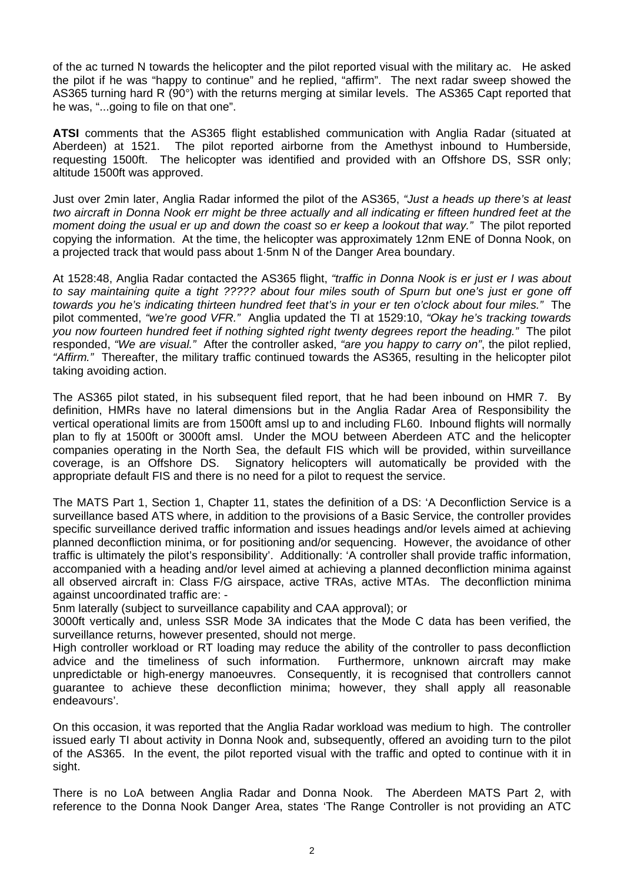of the ac turned N towards the helicopter and the pilot reported visual with the military ac. He asked the pilot if he was "happy to continue" and he replied, "affirm". The next radar sweep showed the AS365 turning hard R (90°) with the returns merging at similar levels. The AS365 Capt reported that he was, "...going to file on that one".

**ATSI** comments that the AS365 flight established communication with Anglia Radar (situated at Aberdeen) at 1521. The pilot reported airborne from the Amethyst inbound to Humberside, requesting 1500ft. The helicopter was identified and provided with an Offshore DS, SSR only; altitude 1500ft was approved.

Just over 2min later, Anglia Radar informed the pilot of the AS365, *"Just a heads up there's at least two aircraft in Donna Nook err might be three actually and all indicating er fifteen hundred feet at the moment doing the usual er up and down the coast so er keep a lookout that way."* The pilot reported copying the information. At the time, the helicopter was approximately 12nm ENE of Donna Nook, on a projected track that would pass about 1·5nm N of the Danger Area boundary.

At 1528:48, Anglia Radar contacted the AS365 flight, *"traffic in Donna Nook is er just er I was about to say maintaining quite a tight ????? about four miles south of Spurn but one's just er gone off towards you he's indicating thirteen hundred feet that's in your er ten o'clock about four miles."* The pilot commented, *"we're good VFR."* Anglia updated the TI at 1529:10, *"Okay he's tracking towards you now fourteen hundred feet if nothing sighted right twenty degrees report the heading."* The pilot responded, *"We are visual."* After the controller asked, *"are you happy to carry on"*, the pilot replied, *"Affirm."* Thereafter, the military traffic continued towards the AS365, resulting in the helicopter pilot taking avoiding action.

The AS365 pilot stated, in his subsequent filed report, that he had been inbound on HMR 7. By definition, HMRs have no lateral dimensions but in the Anglia Radar Area of Responsibility the vertical operational limits are from 1500ft amsl up to and including FL60. Inbound flights will normally plan to fly at 1500ft or 3000ft amsl. Under the MOU between Aberdeen ATC and the helicopter companies operating in the North Sea, the default FIS which will be provided, within surveillance coverage, is an Offshore DS. Signatory helicopters will automatically be provided with the appropriate default FIS and there is no need for a pilot to request the service.

The MATS Part 1, Section 1, Chapter 11, states the definition of a DS: 'A Deconfliction Service is a surveillance based ATS where, in addition to the provisions of a Basic Service, the controller provides specific surveillance derived traffic information and issues headings and/or levels aimed at achieving planned deconfliction minima, or for positioning and/or sequencing. However, the avoidance of other traffic is ultimately the pilot's responsibility'. Additionally: 'A controller shall provide traffic information, accompanied with a heading and/or level aimed at achieving a planned deconfliction minima against all observed aircraft in: Class F/G airspace, active TRAs, active MTAs. The deconfliction minima against uncoordinated traffic are: -

5nm laterally (subject to surveillance capability and CAA approval); or

3000ft vertically and, unless SSR Mode 3A indicates that the Mode C data has been verified, the surveillance returns, however presented, should not merge.

High controller workload or RT loading may reduce the ability of the controller to pass deconfliction advice and the timeliness of such information. Furthermore, unknown aircraft may make unpredictable or high-energy manoeuvres. Consequently, it is recognised that controllers cannot guarantee to achieve these deconfliction minima; however, they shall apply all reasonable endeavours'.

On this occasion, it was reported that the Anglia Radar workload was medium to high. The controller issued early TI about activity in Donna Nook and, subsequently, offered an avoiding turn to the pilot of the AS365. In the event, the pilot reported visual with the traffic and opted to continue with it in sight.

There is no LoA between Anglia Radar and Donna Nook. The Aberdeen MATS Part 2, with reference to the Donna Nook Danger Area, states 'The Range Controller is not providing an ATC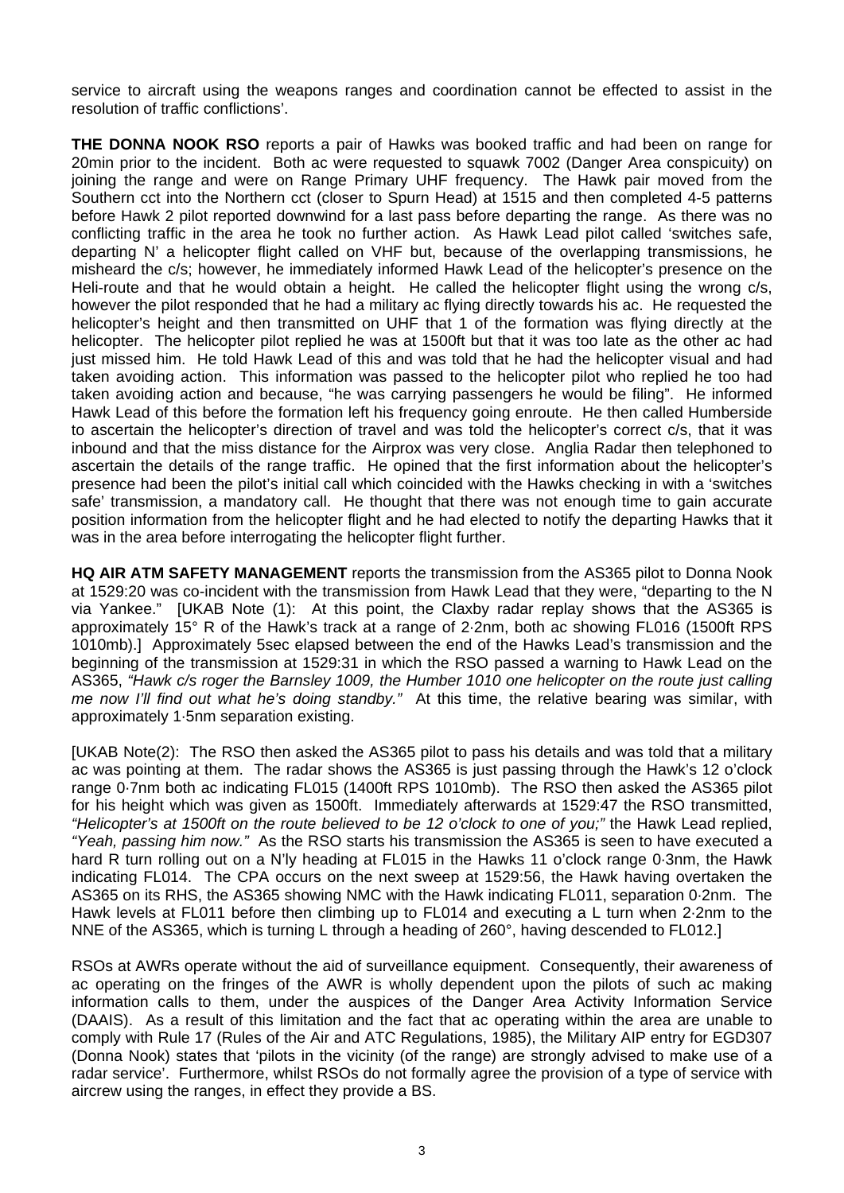service to aircraft using the weapons ranges and coordination cannot be effected to assist in the resolution of traffic conflictions'.

**THE DONNA NOOK RSO** reports a pair of Hawks was booked traffic and had been on range for 20min prior to the incident. Both ac were requested to squawk 7002 (Danger Area conspicuity) on joining the range and were on Range Primary UHF frequency. The Hawk pair moved from the Southern cct into the Northern cct (closer to Spurn Head) at 1515 and then completed 4-5 patterns before Hawk 2 pilot reported downwind for a last pass before departing the range. As there was no conflicting traffic in the area he took no further action. As Hawk Lead pilot called 'switches safe, departing N' a helicopter flight called on VHF but, because of the overlapping transmissions, he misheard the c/s; however, he immediately informed Hawk Lead of the helicopter's presence on the Heli-route and that he would obtain a height. He called the helicopter flight using the wrong c/s, however the pilot responded that he had a military ac flying directly towards his ac. He requested the helicopter's height and then transmitted on UHF that 1 of the formation was flying directly at the helicopter. The helicopter pilot replied he was at 1500ft but that it was too late as the other ac had just missed him. He told Hawk Lead of this and was told that he had the helicopter visual and had taken avoiding action. This information was passed to the helicopter pilot who replied he too had taken avoiding action and because, "he was carrying passengers he would be filing". He informed Hawk Lead of this before the formation left his frequency going enroute. He then called Humberside to ascertain the helicopter's direction of travel and was told the helicopter's correct c/s, that it was inbound and that the miss distance for the Airprox was very close. Anglia Radar then telephoned to ascertain the details of the range traffic. He opined that the first information about the helicopter's presence had been the pilot's initial call which coincided with the Hawks checking in with a 'switches safe' transmission, a mandatory call. He thought that there was not enough time to gain accurate position information from the helicopter flight and he had elected to notify the departing Hawks that it was in the area before interrogating the helicopter flight further.

**HQ AIR ATM SAFETY MANAGEMENT** reports the transmission from the AS365 pilot to Donna Nook at 1529:20 was co-incident with the transmission from Hawk Lead that they were, "departing to the N via Yankee." [UKAB Note (1): At this point, the Claxby radar replay shows that the AS365 is approximately 15° R of the Hawk's track at a range of 2·2nm, both ac showing FL016 (1500ft RPS 1010mb).] Approximately 5sec elapsed between the end of the Hawks Lead's transmission and the beginning of the transmission at 1529:31 in which the RSO passed a warning to Hawk Lead on the AS365, *"Hawk c/s roger the Barnsley 1009, the Humber 1010 one helicopter on the route just calling me now I'll find out what he's doing standby."* At this time, the relative bearing was similar, with approximately 1·5nm separation existing.

[UKAB Note(2): The RSO then asked the AS365 pilot to pass his details and was told that a military ac was pointing at them. The radar shows the AS365 is just passing through the Hawk's 12 o'clock range 0·7nm both ac indicating FL015 (1400ft RPS 1010mb). The RSO then asked the AS365 pilot for his height which was given as 1500ft. Immediately afterwards at 1529:47 the RSO transmitted, *"Helicopter's at 1500ft on the route believed to be 12 o'clock to one of you;"* the Hawk Lead replied, *"Yeah, passing him now."* As the RSO starts his transmission the AS365 is seen to have executed a hard R turn rolling out on a N'ly heading at FL015 in the Hawks 11 o'clock range 0·3nm, the Hawk indicating FL014. The CPA occurs on the next sweep at 1529:56, the Hawk having overtaken the AS365 on its RHS, the AS365 showing NMC with the Hawk indicating FL011, separation 0·2nm. The Hawk levels at FL011 before then climbing up to FL014 and executing a L turn when 2·2nm to the NNE of the AS365, which is turning L through a heading of 260°, having descended to FL012.]

RSOs at AWRs operate without the aid of surveillance equipment. Consequently, their awareness of ac operating on the fringes of the AWR is wholly dependent upon the pilots of such ac making information calls to them, under the auspices of the Danger Area Activity Information Service (DAAIS). As a result of this limitation and the fact that ac operating within the area are unable to comply with Rule 17 (Rules of the Air and ATC Regulations, 1985), the Military AIP entry for EGD307 (Donna Nook) states that 'pilots in the vicinity (of the range) are strongly advised to make use of a radar service'. Furthermore, whilst RSOs do not formally agree the provision of a type of service with aircrew using the ranges, in effect they provide a BS.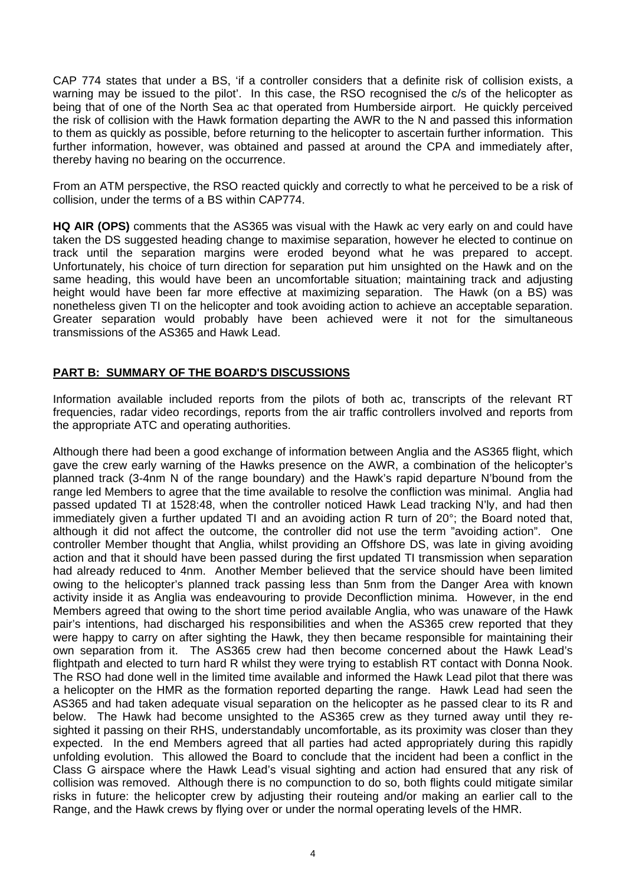CAP 774 states that under a BS, 'if a controller considers that a definite risk of collision exists, a warning may be issued to the pilot'. In this case, the RSO recognised the c/s of the helicopter as being that of one of the North Sea ac that operated from Humberside airport. He quickly perceived the risk of collision with the Hawk formation departing the AWR to the N and passed this information to them as quickly as possible, before returning to the helicopter to ascertain further information. This further information, however, was obtained and passed at around the CPA and immediately after, thereby having no bearing on the occurrence.

From an ATM perspective, the RSO reacted quickly and correctly to what he perceived to be a risk of collision, under the terms of a BS within CAP774.

**HQ AIR (OPS)** comments that the AS365 was visual with the Hawk ac very early on and could have taken the DS suggested heading change to maximise separation, however he elected to continue on track until the separation margins were eroded beyond what he was prepared to accept. Unfortunately, his choice of turn direction for separation put him unsighted on the Hawk and on the same heading, this would have been an uncomfortable situation; maintaining track and adjusting height would have been far more effective at maximizing separation. The Hawk (on a BS) was nonetheless given TI on the helicopter and took avoiding action to achieve an acceptable separation. Greater separation would probably have been achieved were it not for the simultaneous transmissions of the AS365 and Hawk Lead.

## PART B: SUMMARY OF THE BOARD'S DISCUSSIONS

Information available included reports from the pilots of both ac, transcripts of the relevant RT frequencies, radar video recordings, reports from the air traffic controllers involved and reports from the appropriate ATC and operating authorities.

Although there had been a good exchange of information between Anglia and the AS365 flight, which gave the crew early warning of the Hawks presence on the AWR, a combination of the helicopter's planned track (3-4nm N of the range boundary) and the Hawk's rapid departure N'bound from the range led Members to agree that the time available to resolve the confliction was minimal. Anglia had passed updated TI at 1528:48, when the controller noticed Hawk Lead tracking N'ly, and had then immediately given a further updated TI and an avoiding action R turn of 20°; the Board noted that, although it did not affect the outcome, the controller did not use the term "avoiding action". One controller Member thought that Anglia, whilst providing an Offshore DS, was late in giving avoiding action and that it should have been passed during the first updated TI transmission when separation had already reduced to 4nm. Another Member believed that the service should have been limited owing to the helicopter's planned track passing less than 5nm from the Danger Area with known activity inside it as Anglia was endeavouring to provide Deconfliction minima. However, in the end Members agreed that owing to the short time period available Anglia, who was unaware of the Hawk pair's intentions, had discharged his responsibilities and when the AS365 crew reported that they were happy to carry on after sighting the Hawk, they then became responsible for maintaining their own separation from it. The AS365 crew had then become concerned about the Hawk Lead's flightpath and elected to turn hard R whilst they were trying to establish RT contact with Donna Nook. The RSO had done well in the limited time available and informed the Hawk Lead pilot that there was a helicopter on the HMR as the formation reported departing the range. Hawk Lead had seen the AS365 and had taken adequate visual separation on the helicopter as he passed clear to its R and below. The Hawk had become unsighted to the AS365 crew as they turned away until they re-sighted it passing on their RHS, understandably uncomfortable, as its proximity was closer than they expected. In the end Members agreed that all parties had acted appropriately during this rapidly unfolding evolution. This allowed the Board to conclude that the incident had been a conflict in the Class G airspace where the Hawk Lead's visual sighting and action had ensured that any risk of collision was removed. Although there is no compunction to do so, both flights could mitigate similar risks in future: the helicopter crew by adjusting their routeing and/or making an earlier call to the Range, and the Hawk crews by flying over or under the normal operating levels of the HMR.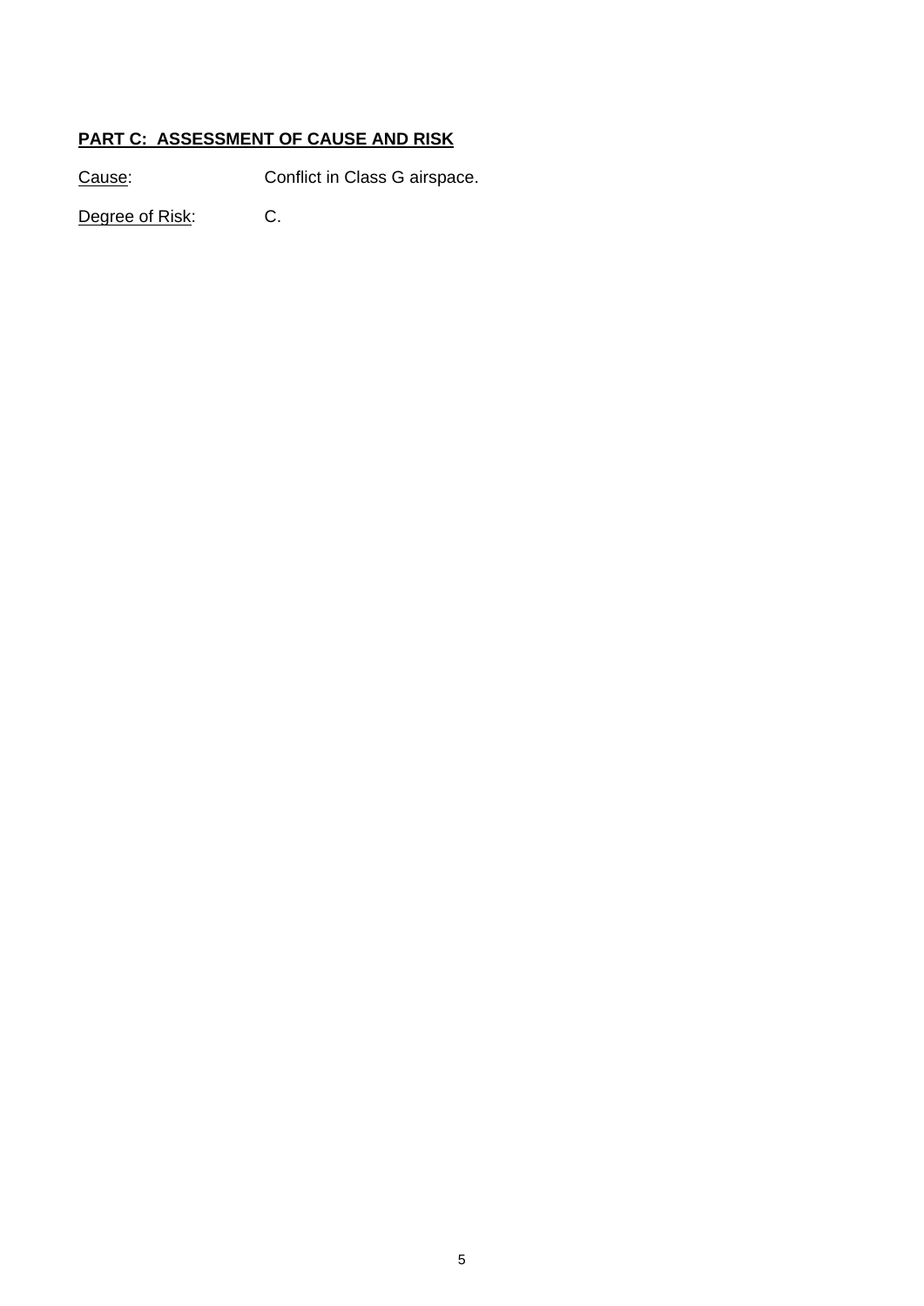**PART C: ASSESSMENT OF CAUSE AND RISK**

Cause: Conflict in Class G airspace.

Degree of Risk: C.